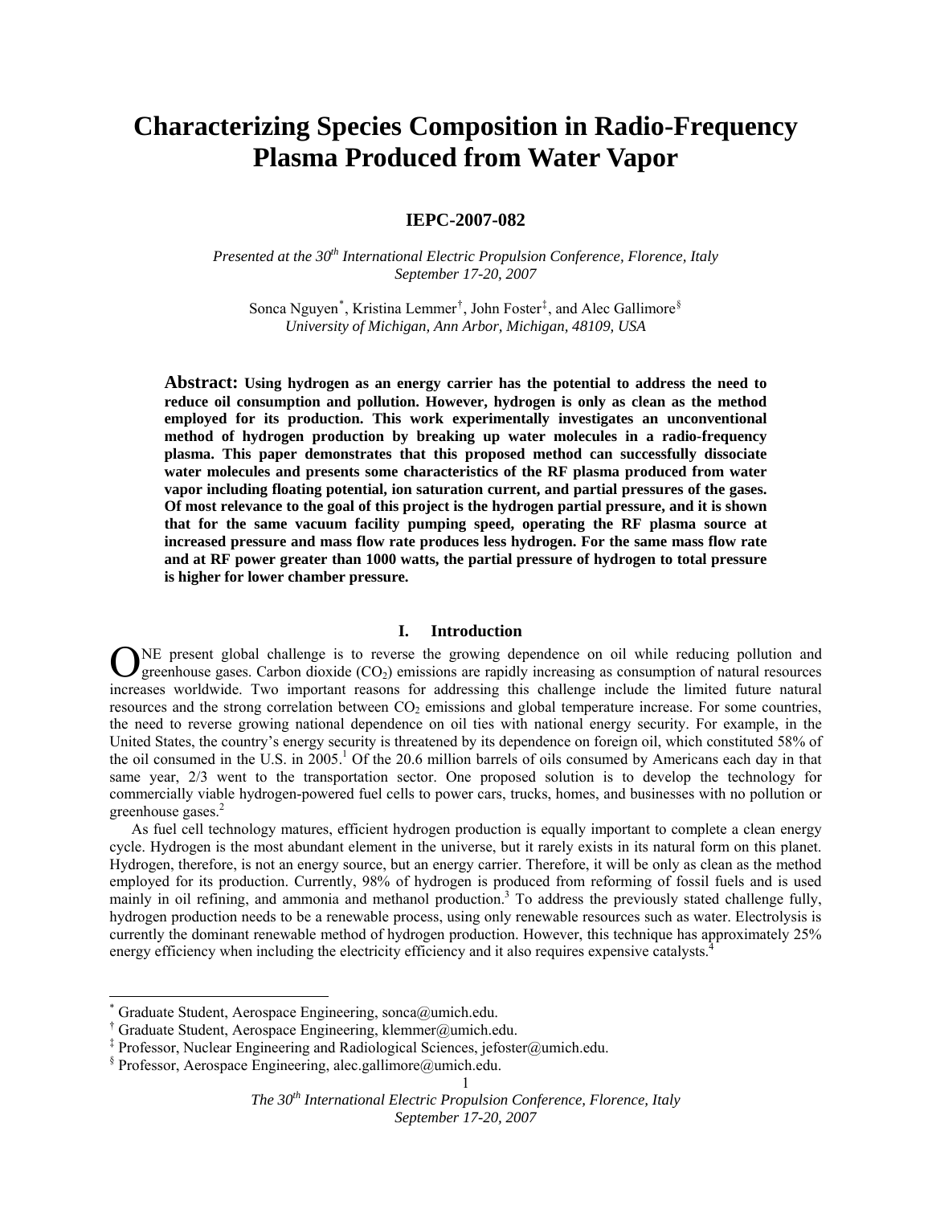# Characterizing Species Composition in Radio-Frequency Plasma Produced from Water Vapor

**IEPC-2007-082**

*Presented at the 30th International Electric Propulsion Conference, Florence, Italy*
*September 17-20, 2007*

Sonca Nguyen[*], Kristina Lemmer[†], John Foster[‡], and Alec Gallimore[§]
*University of Michigan, Ann Arbor, Michigan, 48109, USA*

**Abstract: Using hydrogen as an energy carrier has the potential to address the need to reduce oil consumption and pollution. However, hydrogen is only as clean as the method employed for its production. This work experimentally investigates an unconventional method of hydrogen production by breaking up water molecules in a radio-frequency plasma. This paper demonstrates that this proposed method can successfully dissociate water molecules and presents some characteristics of the RF plasma produced from water vapor including floating potential, ion saturation current, and partial pressures of the gases. Of most relevance to the goal of this project is the hydrogen partial pressure, and it is shown that for the same vacuum facility pumping speed, operating the RF plasma source at increased pressure and mass flow rate produces less hydrogen. For the same mass flow rate and at RF power greater than 1000 watts, the partial pressure of hydrogen to total pressure is higher for lower chamber pressure.**

## I. Introduction

ONE present global challenge is to reverse the growing dependence on oil while reducing pollution and greenhouse gases. Carbon dioxide ($CO_2$) emissions are rapidly increasing as consumption of natural resources increases worldwide. Two important reasons for addressing this challenge include the limited future natural resources and the strong correlation between $CO_2$ emissions and global temperature increase. For some countries, the need to reverse growing national dependence on oil ties with national energy security. For example, in the United States, the country's energy security is threatened by its dependence on foreign oil, which constituted 58% of the oil consumed in the U.S. in 2005.[1] Of the 20.6 million barrels of oils consumed by Americans each day in that same year, 2/3 went to the transportation sector. One proposed solution is to develop the technology for commercially viable hydrogen-powered fuel cells to power cars, trucks, homes, and businesses with no pollution or greenhouse gases.[2]

As fuel cell technology matures, efficient hydrogen production is equally important to complete a clean energy cycle. Hydrogen is the most abundant element in the universe, but it rarely exists in its natural form on this planet. Hydrogen, therefore, is not an energy source, but an energy carrier. Therefore, it will be only as clean as the method employed for its production. Currently, 98% of hydrogen is produced from reforming of fossil fuels and is used mainly in oil refining, and ammonia and methanol production.[3] To address the previously stated challenge fully, hydrogen production needs to be a renewable process, using only renewable resources such as water. Electrolysis is currently the dominant renewable method of hydrogen production. However, this technique has approximately 25% energy efficiency when including the electricity efficiency and it also requires expensive catalysts.[4]

---

[*] Graduate Student, Aerospace Engineering, sonca@umich.edu.
[†] Graduate Student, Aerospace Engineering, klemmer@umich.edu.
[‡] Professor, Nuclear Engineering and Radiological Sciences, jefoster@umich.edu.
[§] Professor, Aerospace Engineering, alec.gallimore@umich.edu.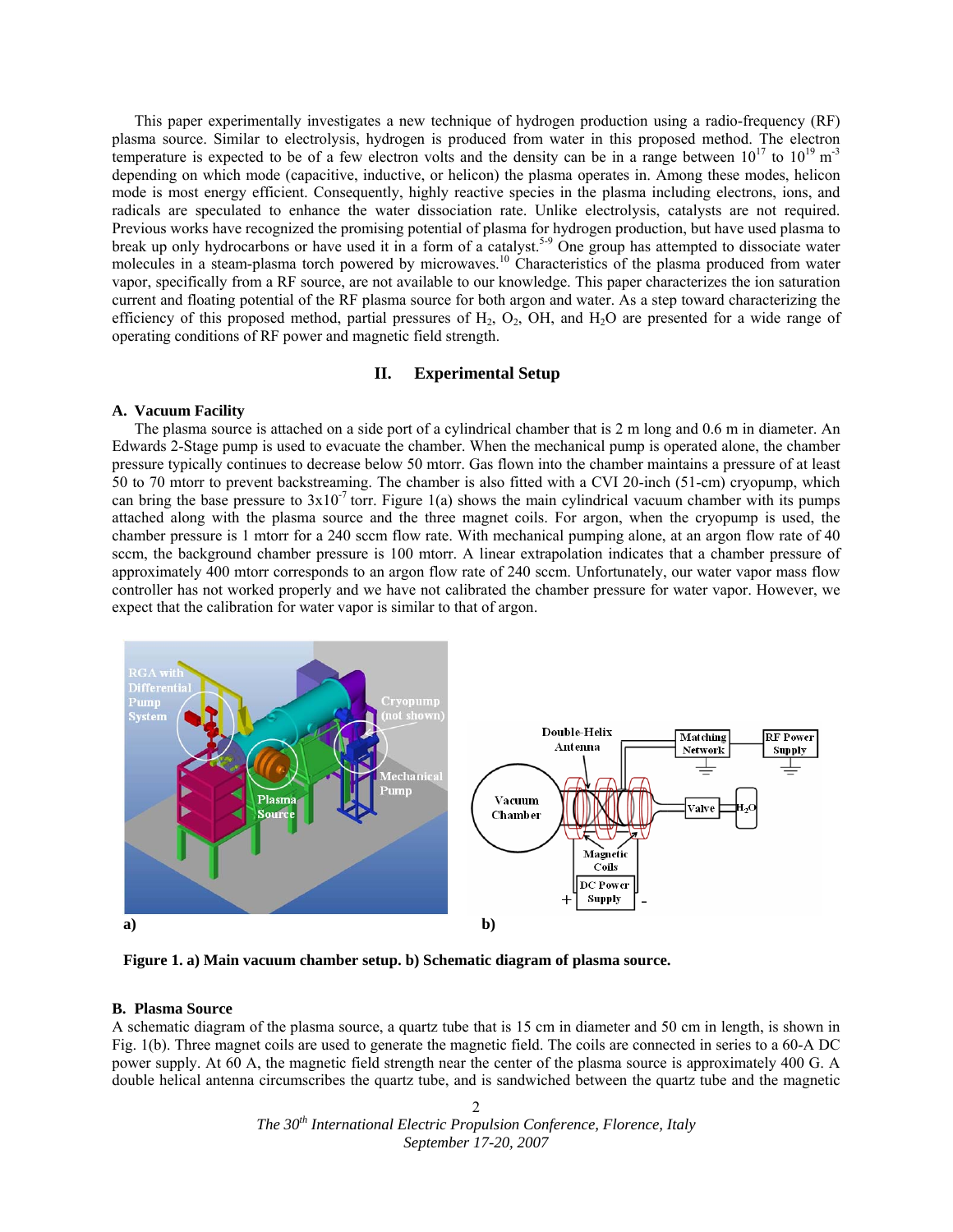This paper experimentally investigates a new technique of hydrogen production using a radio-frequency (RF) plasma source. Similar to electrolysis, hydrogen is produced from water in this proposed method. The electron temperature is expected to be of a few electron volts and the density can be in a range between $10^{17}$ to $10^{19}$ m$^{-3}$ depending on which mode (capacitive, inductive, or helicon) the plasma operates in. Among these modes, helicon mode is most energy efficient. Consequently, highly reactive species in the plasma including electrons, ions, and radicals are speculated to enhance the water dissociation rate. Unlike electrolysis, catalysts are not required. Previous works have recognized the promising potential of plasma for hydrogen production, but have used plasma to break up only hydrocarbons or have used it in a form of a catalyst.[5-9] One group has attempted to dissociate water molecules in a steam-plasma torch powered by microwaves.[10] Characteristics of the plasma produced from water vapor, specifically from a RF source, are not available to our knowledge. This paper characterizes the ion saturation current and floating potential of the RF plasma source for both argon and water. As a step toward characterizing the efficiency of this proposed method, partial pressures of $H_2$, $O_2$, OH, and $H_2O$ are presented for a wide range of operating conditions of RF power and magnetic field strength.

## II. Experimental Setup

### A. Vacuum Facility

The plasma source is attached on a side port of a cylindrical chamber that is 2 m long and 0.6 m in diameter. An Edwards 2-Stage pump is used to evacuate the chamber. When the mechanical pump is operated alone, the chamber pressure typically continues to decrease below 50 mtorr. Gas flown into the chamber maintains a pressure of at least 50 to 70 mtorr to prevent backstreaming. The chamber is also fitted with a CVI 20-inch (51-cm) cryopump, which can bring the base pressure to $3\times10^{-7}$ torr. Figure 1(a) shows the main cylindrical vacuum chamber with its pumps attached along with the plasma source and the three magnet coils. For argon, when the cryopump is used, the chamber pressure is 1 mtorr for a 240 sccm flow rate. With mechanical pumping alone, at an argon flow rate of 40 sccm, the background chamber pressure is 100 mtorr. A linear extrapolation indicates that a chamber pressure of approximately 400 mtorr corresponds to an argon flow rate of 240 sccm. Unfortunately, our water vapor mass flow controller has not worked properly and we have not calibrated the chamber pressure for water vapor. However, we expect that the calibration for water vapor is similar to that of argon.

**Figure 1. a) Main vacuum chamber setup. b) Schematic diagram of plasma source.**

### B. Plasma Source

A schematic diagram of the plasma source, a quartz tube that is 15 cm in diameter and 50 cm in length, is shown in Fig. 1(b). Three magnet coils are used to generate the magnetic field. The coils are connected in series to a 60-A DC power supply. At 60 A, the magnetic field strength near the center of the plasma source is approximately 400 G. A double helical antenna circumscribes the quartz tube, and is sandwiched between the quartz tube and the magnetic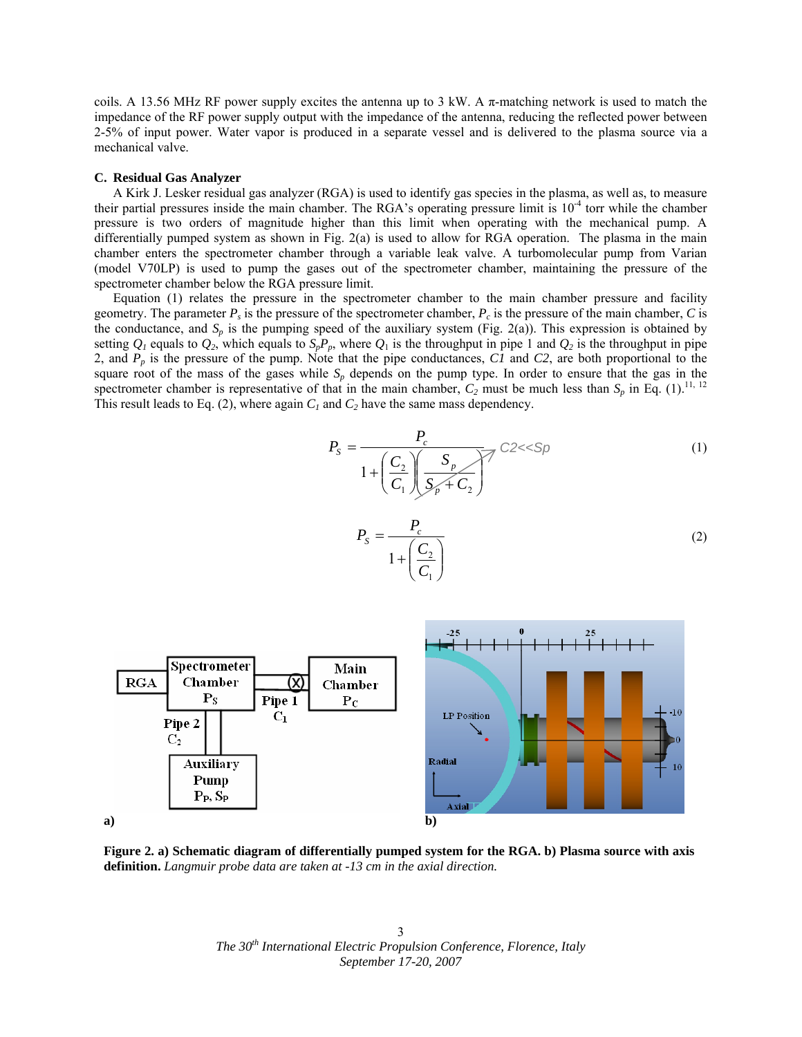coils. A 13.56 MHz RF power supply excites the antenna up to 3 kW. A π-matching network is used to match the impedance of the RF power supply output with the impedance of the antenna, reducing the reflected power between 2-5% of input power. Water vapor is produced in a separate vessel and is delivered to the plasma source via a mechanical valve.

### C. Residual Gas Analyzer

A Kirk J. Lesker residual gas analyzer (RGA) is used to identify gas species in the plasma, as well as, to measure their partial pressures inside the main chamber. The RGA's operating pressure limit is $10^{-4}$ torr while the chamber pressure is two orders of magnitude higher than this limit when operating with the mechanical pump. A differentially pumped system as shown in Fig. 2(a) is used to allow for RGA operation. The plasma in the main chamber enters the spectrometer chamber through a variable leak valve. A turbomolecular pump from Varian (model V70LP) is used to pump the gases out of the spectrometer chamber, maintaining the pressure of the spectrometer chamber below the RGA pressure limit.

Equation (1) relates the pressure in the spectrometer chamber to the main chamber pressure and facility geometry. The parameter $P_s$ is the pressure of the spectrometer chamber, $P_c$ is the pressure of the main chamber, $C$ is the conductance, and $S_p$ is the pumping speed of the auxiliary system (Fig. 2(a)). This expression is obtained by setting $Q_1$ equals to $Q_2$, which equals to $S_pP_p$, where $Q_1$ is the throughput in pipe 1 and $Q_2$ is the throughput in pipe 2, and $P_p$ is the pressure of the pump. Note that the pipe conductances, $C1$ and $C2$, are both proportional to the square root of the mass of the gases while $S_p$ depends on the pump type. In order to ensure that the gas in the spectrometer chamber is representative of that in the main chamber, $C_2$ must be much less than $S_p$ in Eq. (1).[11, 12] This result leads to Eq. (2), where again $C_1$ and $C_2$ have the same mass dependency.

$$P_S = \frac{P_c}{1+\left(\frac{C_2}{C_1}\right)\left(\frac{S_p}{S_p + C_2}\right)} \quad C2 << Sp \tag{1}$$

$$P_S = \frac{P_c}{1+\left(\frac{C_2}{C_1}\right)} \tag{2}$$

**Figure 2. a) Schematic diagram of differentially pumped system for the RGA. b) Plasma source with axis definition.** *Langmuir probe data are taken at -13 cm in the axial direction.*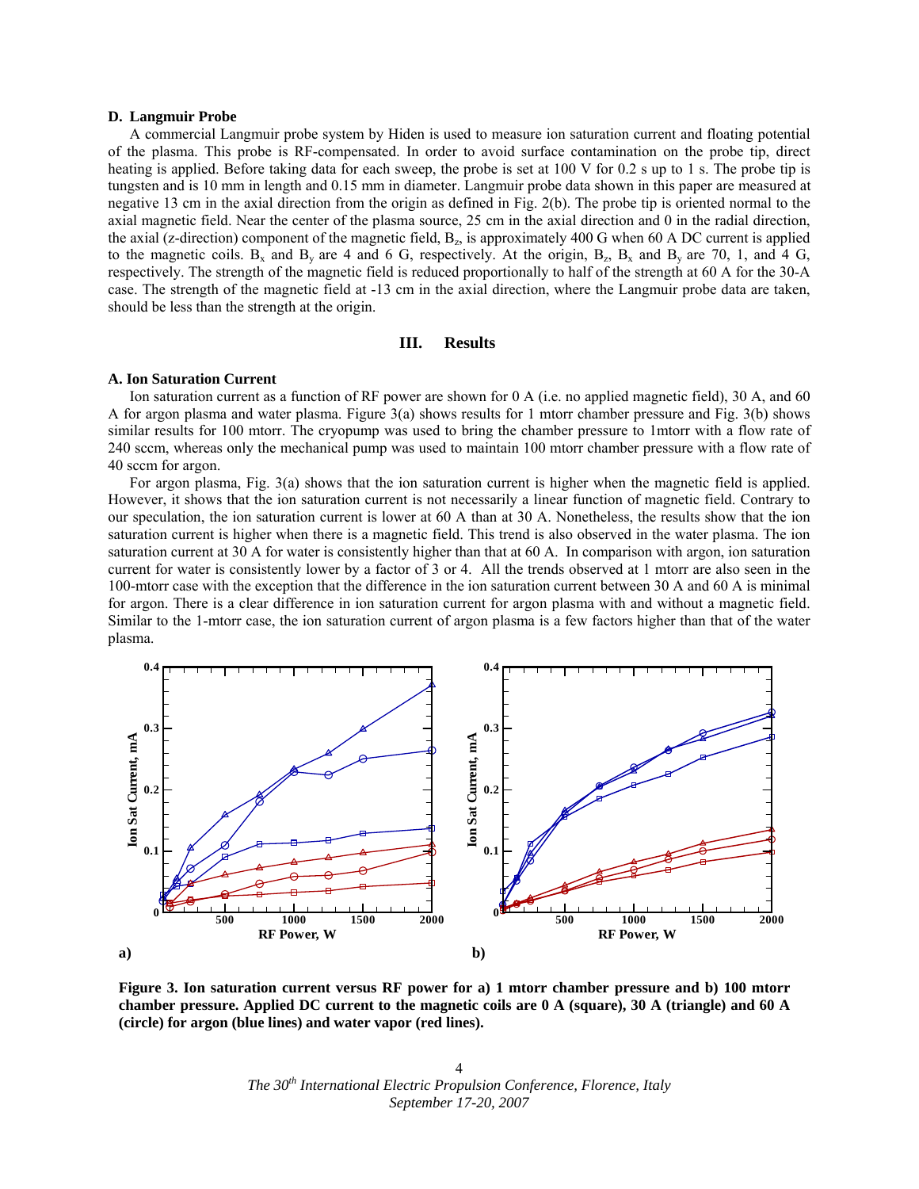### D. Langmuir Probe

A commercial Langmuir probe system by Hiden is used to measure ion saturation current and floating potential of the plasma. This probe is RF-compensated. In order to avoid surface contamination on the probe tip, direct heating is applied. Before taking data for each sweep, the probe is set at 100 V for 0.2 s up to 1 s. The probe tip is tungsten and is 10 mm in length and 0.15 mm in diameter. Langmuir probe data shown in this paper are measured at negative 13 cm in the axial direction from the origin as defined in Fig. 2(b). The probe tip is oriented normal to the axial magnetic field. Near the center of the plasma source, 25 cm in the axial direction and 0 in the radial direction, the axial (z-direction) component of the magnetic field, $B_z$, is approximately 400 G when 60 A DC current is applied to the magnetic coils. $B_x$ and $B_y$ are 4 and 6 G, respectively. At the origin, $B_z$, $B_x$ and $B_y$ are 70, 1, and 4 G, respectively. The strength of the magnetic field is reduced proportionally to half of the strength at 60 A for the 30-A case. The strength of the magnetic field at -13 cm in the axial direction, where the Langmuir probe data are taken, should be less than the strength at the origin.

## III. Results

### A. Ion Saturation Current

Ion saturation current as a function of RF power are shown for 0 A (i.e. no applied magnetic field), 30 A, and 60 A for argon plasma and water plasma. Figure 3(a) shows results for 1 mtorr chamber pressure and Fig. 3(b) shows similar results for 100 mtorr. The cryopump was used to bring the chamber pressure to 1mtorr with a flow rate of 240 sccm, whereas only the mechanical pump was used to maintain 100 mtorr chamber pressure with a flow rate of 40 sccm for argon.

For argon plasma, Fig. 3(a) shows that the ion saturation current is higher when the magnetic field is applied. However, it shows that the ion saturation current is not necessarily a linear function of magnetic field. Contrary to our speculation, the ion saturation current is lower at 60 A than at 30 A. Nonetheless, the results show that the ion saturation current is higher when there is a magnetic field. This trend is also observed in the water plasma. The ion saturation current at 30 A for water is consistently higher than that at 60 A. In comparison with argon, ion saturation current for water is consistently lower by a factor of 3 or 4. All the trends observed at 1 mtorr are also seen in the 100-mtorr case with the exception that the difference in the ion saturation current between 30 A and 60 A is minimal for argon. There is a clear difference in ion saturation current for argon plasma with and without a magnetic field. Similar to the 1-mtorr case, the ion saturation current of argon plasma is a few factors higher than that of the water plasma.

**Figure 3. Ion saturation current versus RF power for a) 1 mtorr chamber pressure and b) 100 mtorr chamber pressure. Applied DC current to the magnetic coils are 0 A (square), 30 A (triangle) and 60 A (circle) for argon (blue lines) and water vapor (red lines).**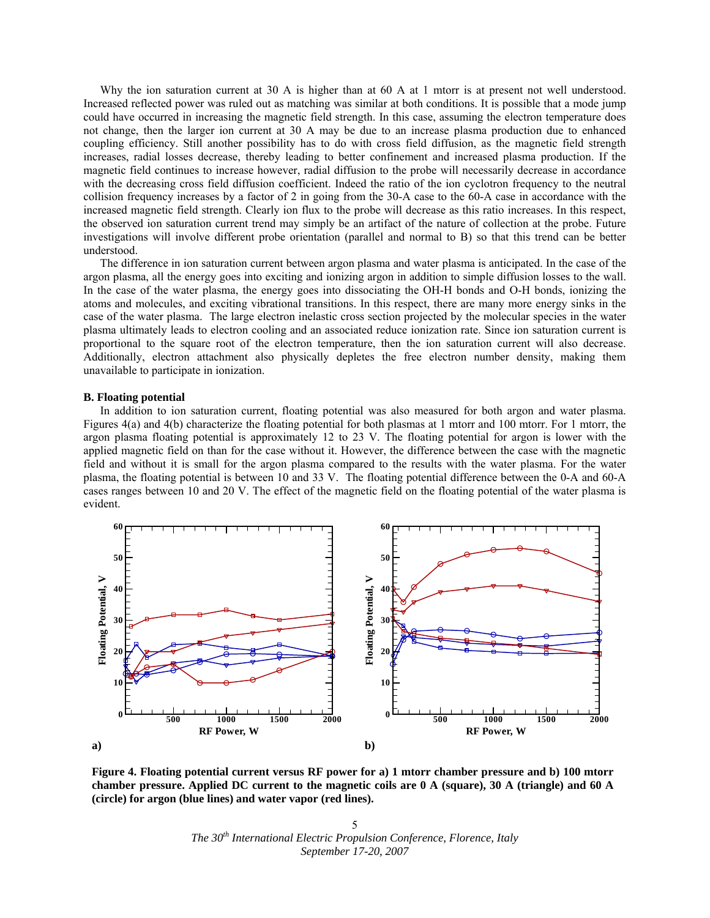Why the ion saturation current at 30 A is higher than at 60 A at 1 mtorr is at present not well understood. Increased reflected power was ruled out as matching was similar at both conditions. It is possible that a mode jump could have occurred in increasing the magnetic field strength. In this case, assuming the electron temperature does not change, then the larger ion current at 30 A may be due to an increase plasma production due to enhanced coupling efficiency. Still another possibility has to do with cross field diffusion, as the magnetic field strength increases, radial losses decrease, thereby leading to better confinement and increased plasma production. If the magnetic field continues to increase however, radial diffusion to the probe will necessarily decrease in accordance with the decreasing cross field diffusion coefficient. Indeed the ratio of the ion cyclotron frequency to the neutral collision frequency increases by a factor of 2 in going from the 30-A case to the 60-A case in accordance with the increased magnetic field strength. Clearly ion flux to the probe will decrease as this ratio increases. In this respect, the observed ion saturation current trend may simply be an artifact of the nature of collection at the probe. Future investigations will involve different probe orientation (parallel and normal to B) so that this trend can be better understood.

The difference in ion saturation current between argon plasma and water plasma is anticipated. In the case of the argon plasma, all the energy goes into exciting and ionizing argon in addition to simple diffusion losses to the wall. In the case of the water plasma, the energy goes into dissociating the OH-H bonds and O-H bonds, ionizing the atoms and molecules, and exciting vibrational transitions. In this respect, there are many more energy sinks in the case of the water plasma. The large electron inelastic cross section projected by the molecular species in the water plasma ultimately leads to electron cooling and an associated reduce ionization rate. Since ion saturation current is proportional to the square root of the electron temperature, then the ion saturation current will also decrease. Additionally, electron attachment also physically depletes the free electron number density, making them unavailable to participate in ionization.

### B. Floating potential

In addition to ion saturation current, floating potential was also measured for both argon and water plasma. Figures 4(a) and 4(b) characterize the floating potential for both plasmas at 1 mtorr and 100 mtorr. For 1 mtorr, the argon plasma floating potential is approximately 12 to 23 V. The floating potential for argon is lower with the applied magnetic field on than for the case without it. However, the difference between the case with the magnetic field and without it is small for the argon plasma compared to the results with the water plasma. For the water plasma, the floating potential is between 10 and 33 V. The floating potential difference between the 0-A and 60-A cases ranges between 10 and 20 V. The effect of the magnetic field on the floating potential of the water plasma is evident.

**Figure 4. Floating potential current versus RF power for a) 1 mtorr chamber pressure and b) 100 mtorr chamber pressure. Applied DC current to the magnetic coils are 0 A (square), 30 A (triangle) and 60 A (circle) for argon (blue lines) and water vapor (red lines).**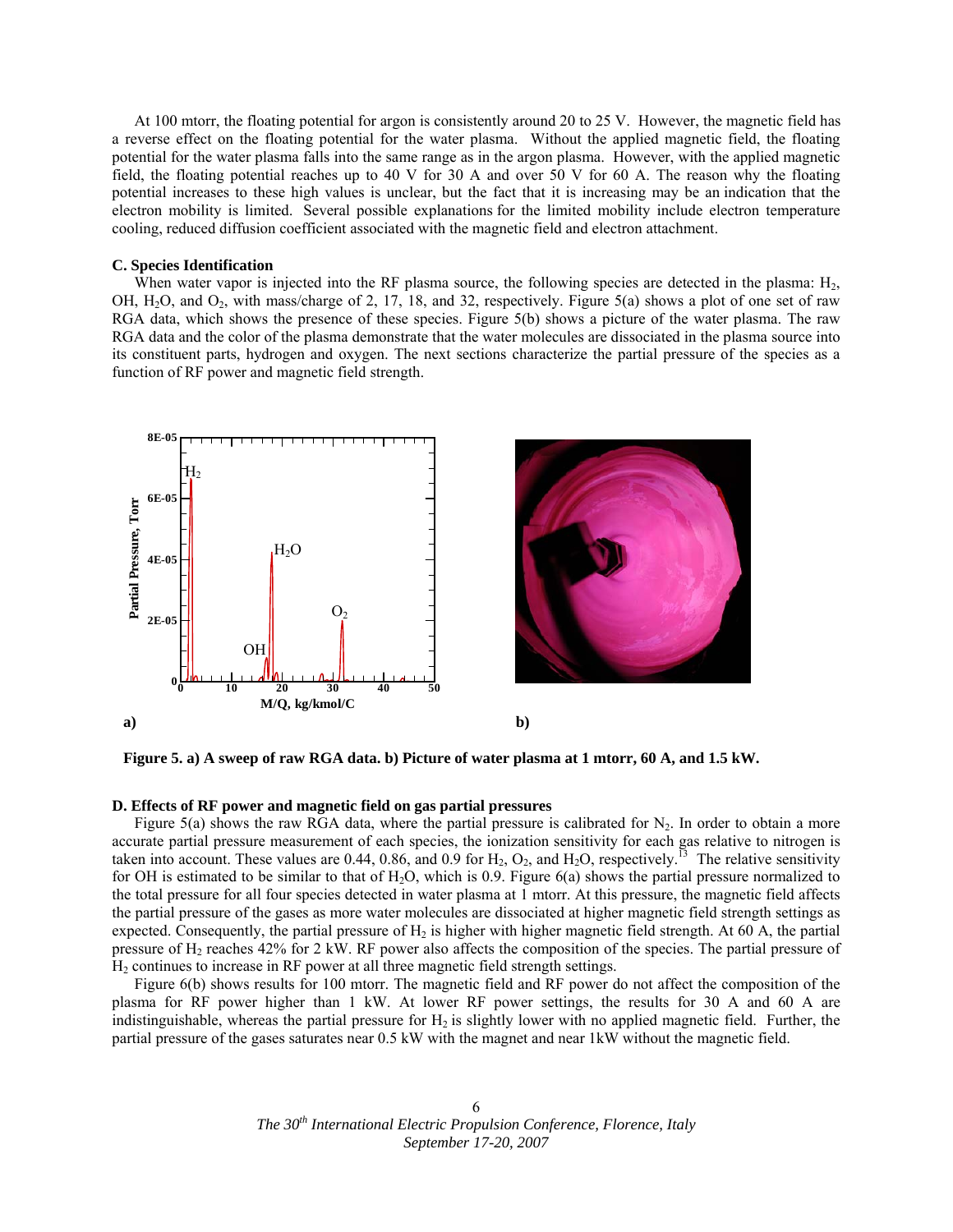At 100 mtorr, the floating potential for argon is consistently around 20 to 25 V. However, the magnetic field has a reverse effect on the floating potential for the water plasma. Without the applied magnetic field, the floating potential for the water plasma falls into the same range as in the argon plasma. However, with the applied magnetic field, the floating potential reaches up to 40 V for 30 A and over 50 V for 60 A. The reason why the floating potential increases to these high values is unclear, but the fact that it is increasing may be an indication that the electron mobility is limited. Several possible explanations for the limited mobility include electron temperature cooling, reduced diffusion coefficient associated with the magnetic field and electron attachment.

### C. Species Identification

When water vapor is injected into the RF plasma source, the following species are detected in the plasma: $H_2$, OH, $H_2O$, and $O_2$, with mass/charge of 2, 17, 18, and 32, respectively. Figure 5(a) shows a plot of one set of raw RGA data, which shows the presence of these species. Figure 5(b) shows a picture of the water plasma. The raw RGA data and the color of the plasma demonstrate that the water molecules are dissociated in the plasma source into its constituent parts, hydrogen and oxygen. The next sections characterize the partial pressure of the species as a function of RF power and magnetic field strength.

**Figure 5. a) A sweep of raw RGA data. b) Picture of water plasma at 1 mtorr, 60 A, and 1.5 kW.**

### D. Effects of RF power and magnetic field on gas partial pressures

Figure 5(a) shows the raw RGA data, where the partial pressure is calibrated for $N_2$. In order to obtain a more accurate partial pressure measurement of each species, the ionization sensitivity for each gas relative to nitrogen is taken into account. These values are 0.44, 0.86, and 0.9 for $H_2$, $O_2$, and $H_2O$, respectively.[13] The relative sensitivity for OH is estimated to be similar to that of $H_2O$, which is 0.9. Figure 6(a) shows the partial pressure normalized to the total pressure for all four species detected in water plasma at 1 mtorr. At this pressure, the magnetic field affects the partial pressure of the gases as more water molecules are dissociated at higher magnetic field strength settings as expected. Consequently, the partial pressure of $H_2$ is higher with higher magnetic field strength. At 60 A, the partial pressure of $H_2$ reaches 42% for 2 kW. RF power also affects the composition of the species. The partial pressure of $H_2$ continues to increase in RF power at all three magnetic field strength settings.

Figure 6(b) shows results for 100 mtorr. The magnetic field and RF power do not affect the composition of the plasma for RF power higher than 1 kW. At lower RF power settings, the results for 30 A and 60 A are indistinguishable, whereas the partial pressure for $H_2$ is slightly lower with no applied magnetic field. Further, the partial pressure of the gases saturates near 0.5 kW with the magnet and near 1kW without the magnetic field.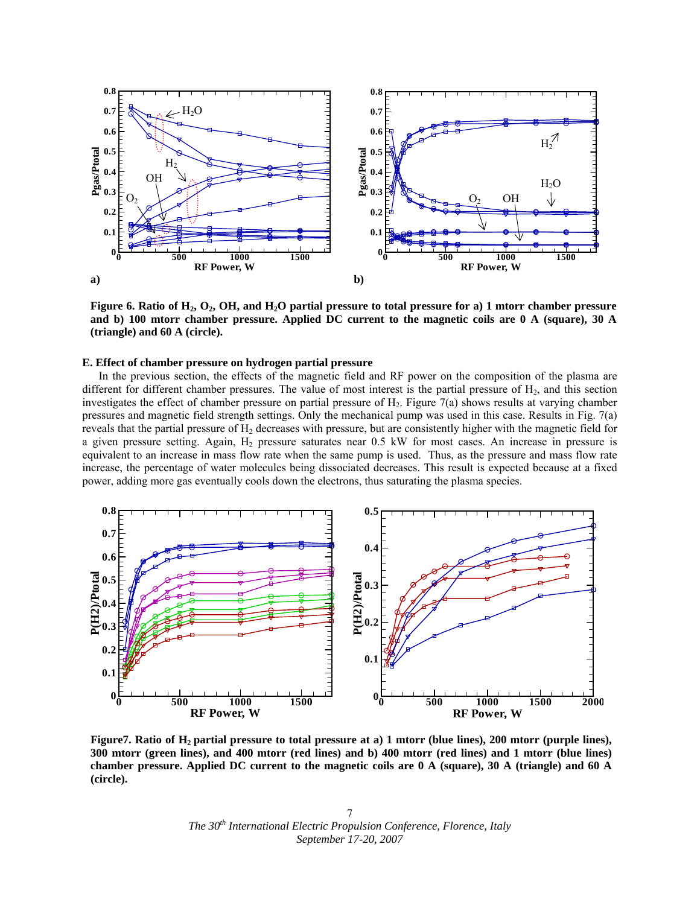Figure 6. Ratio of $H_2$, $O_2$, OH, and $H_2O$ partial pressure to total pressure for a) 1 mtorr chamber pressure and b) 100 mtorr chamber pressure. Applied DC current to the magnetic coils are 0 A (square), 30 A (triangle) and 60 A (circle).

### E. Effect of chamber pressure on hydrogen partial pressure

In the previous section, the effects of the magnetic field and RF power on the composition of the plasma are different for different chamber pressures. The value of most interest is the partial pressure of $H_2$, and this section investigates the effect of chamber pressure on partial pressure of $H_2$. Figure 7(a) shows results at varying chamber pressures and magnetic field strength settings. Only the mechanical pump was used in this case. Results in Fig. 7(a) reveals that the partial pressure of $H_2$ decreases with pressure, but are consistently higher with the magnetic field for a given pressure setting. Again, $H_2$ pressure saturates near 0.5 kW for most cases. An increase in pressure is equivalent to an increase in mass flow rate when the same pump is used. Thus, as the pressure and mass flow rate increase, the percentage of water molecules being dissociated decreases. This result is expected because at a fixed power, adding more gas eventually cools down the electrons, thus saturating the plasma species.

Figure7. Ratio of $H_2$ partial pressure to total pressure at a) 1 mtorr (blue lines), 200 mtorr (purple lines), 300 mtorr (green lines), and 400 mtorr (red lines) and b) 400 mtorr (red lines) and 1 mtorr (blue lines) chamber pressure. Applied DC current to the magnetic coils are 0 A (square), 30 A (triangle) and 60 A (circle).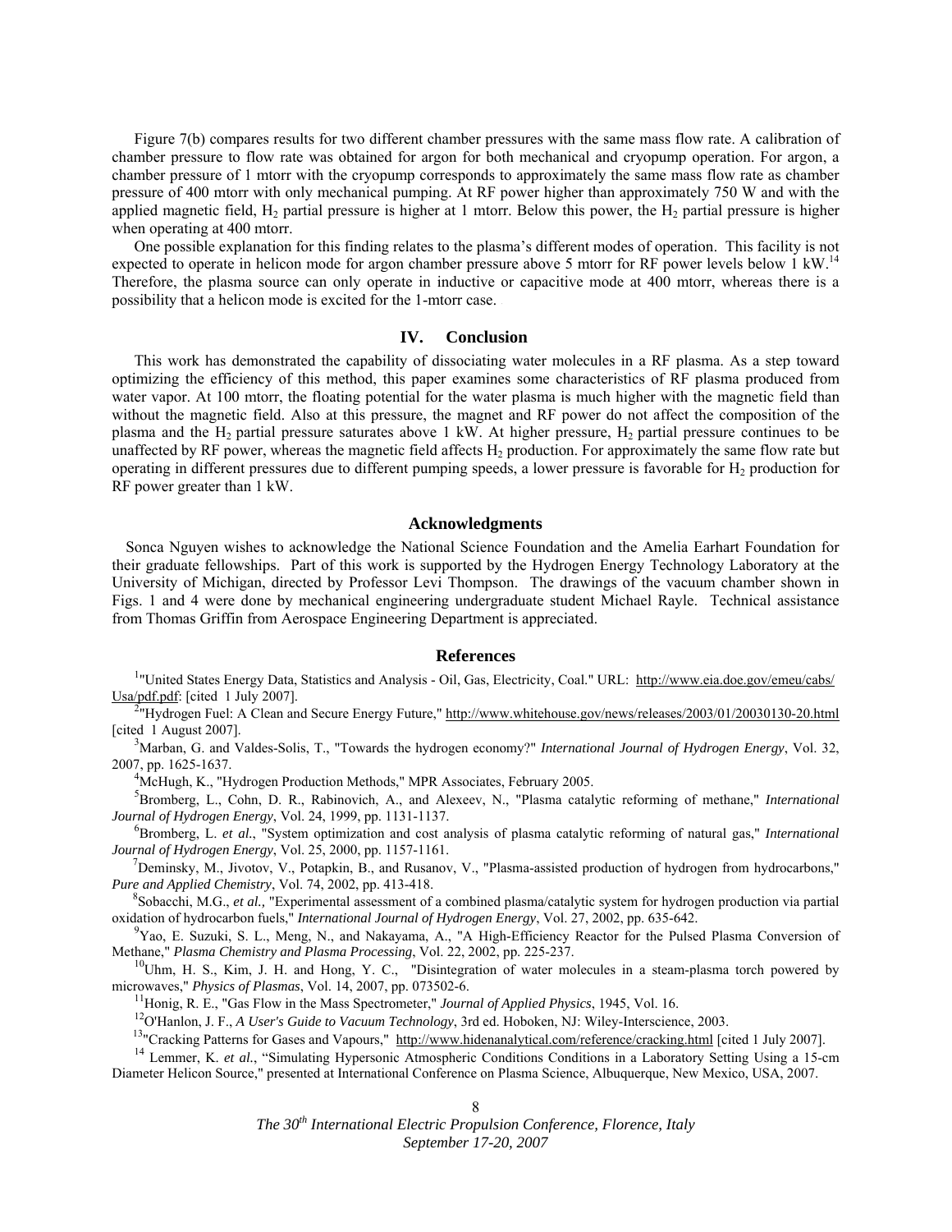Figure 7(b) compares results for two different chamber pressures with the same mass flow rate. A calibration of chamber pressure to flow rate was obtained for argon for both mechanical and cryopump operation. For argon, a chamber pressure of 1 mtorr with the cryopump corresponds to approximately the same mass flow rate as chamber pressure of 400 mtorr with only mechanical pumping. At RF power higher than approximately 750 W and with the applied magnetic field, $H_2$ partial pressure is higher at 1 mtorr. Below this power, the $H_2$ partial pressure is higher when operating at 400 mtorr.

One possible explanation for this finding relates to the plasma's different modes of operation. This facility is not expected to operate in helicon mode for argon chamber pressure above 5 mtorr for RF power levels below 1 kW.[14] Therefore, the plasma source can only operate in inductive or capacitive mode at 400 mtorr, whereas there is a possibility that a helicon mode is excited for the 1-mtorr case.

## IV. Conclusion

This work has demonstrated the capability of dissociating water molecules in a RF plasma. As a step toward optimizing the efficiency of this method, this paper examines some characteristics of RF plasma produced from water vapor. At 100 mtorr, the floating potential for the water plasma is much higher with the magnetic field than without the magnetic field. Also at this pressure, the magnet and RF power do not affect the composition of the plasma and the $H_2$ partial pressure saturates above 1 kW. At higher pressure, $H_2$ partial pressure continues to be unaffected by RF power, whereas the magnetic field affects $H_2$ production. For approximately the same flow rate but operating in different pressures due to different pumping speeds, a lower pressure is favorable for $H_2$ production for RF power greater than 1 kW.

## Acknowledgments

Sonca Nguyen wishes to acknowledge the National Science Foundation and the Amelia Earhart Foundation for their graduate fellowships. Part of this work is supported by the Hydrogen Energy Technology Laboratory at the University of Michigan, directed by Professor Levi Thompson. The drawings of the vacuum chamber shown in Figs. 1 and 4 were done by mechanical engineering undergraduate student Michael Rayle. Technical assistance from Thomas Griffin from Aerospace Engineering Department is appreciated.

## References

[1] "United States Energy Data, Statistics and Analysis - Oil, Gas, Electricity, Coal." URL: http://www.eia.doe.gov/emeu/cabs/Usa/pdf.pdf: [cited 1 July 2007].

[2] "Hydrogen Fuel: A Clean and Secure Energy Future," http://www.whitehouse.gov/news/releases/2003/01/20030130-20.html [cited 1 August 2007].

[3] Marban, G. and Valdes-Solis, T., "Towards the hydrogen economy?" *International Journal of Hydrogen Energy*, Vol. 32, 2007, pp. 1625-1637.

[4] McHugh, K., "Hydrogen Production Methods," MPR Associates, February 2005.

[5] Bromberg, L., Cohn, D. R., Rabinovich, A., and Alexeev, N., "Plasma catalytic reforming of methane," *International Journal of Hydrogen Energy*, Vol. 24, 1999, pp. 1131-1137.

[6] Bromberg, L. *et al.*, "System optimization and cost analysis of plasma catalytic reforming of natural gas," *International Journal of Hydrogen Energy*, Vol. 25, 2000, pp. 1157-1161.

[7] Deminsky, M., Jivotov, V., Potapkin, B., and Rusanov, V., "Plasma-assisted production of hydrogen from hydrocarbons," *Pure and Applied Chemistry*, Vol. 74, 2002, pp. 413-418.

[8] Sobacchi, M.G., *et al.,* "Experimental assessment of a combined plasma/catalytic system for hydrogen production via partial oxidation of hydrocarbon fuels," *International Journal of Hydrogen Energy*, Vol. 27, 2002, pp. 635-642.

[9] Yao, E. Suzuki, S. L., Meng, N., and Nakayama, A., "A High-Efficiency Reactor for the Pulsed Plasma Conversion of Methane," *Plasma Chemistry and Plasma Processing*, Vol. 22, 2002, pp. 225-237.

[10] Uhm, H. S., Kim, J. H. and Hong, Y. C., "Disintegration of water molecules in a steam-plasma torch powered by microwaves," *Physics of Plasmas*, Vol. 14, 2007, pp. 073502-6.

[11] Honig, R. E., "Gas Flow in the Mass Spectrometer," *Journal of Applied Physics*, 1945, Vol. 16.

[12] O'Hanlon, J. F., *A User's Guide to Vacuum Technology*, 3rd ed. Hoboken, NJ: Wiley-Interscience, 2003.

[13] "Cracking Patterns for Gases and Vapours," http://www.hidenanalytical.com/reference/cracking.html [cited 1 July 2007].

[14] Lemmer, K. *et al.*, "Simulating Hypersonic Atmospheric Conditions Conditions in a Laboratory Setting Using a 15-cm Diameter Helicon Source," presented at International Conference on Plasma Science, Albuquerque, New Mexico, USA, 2007.